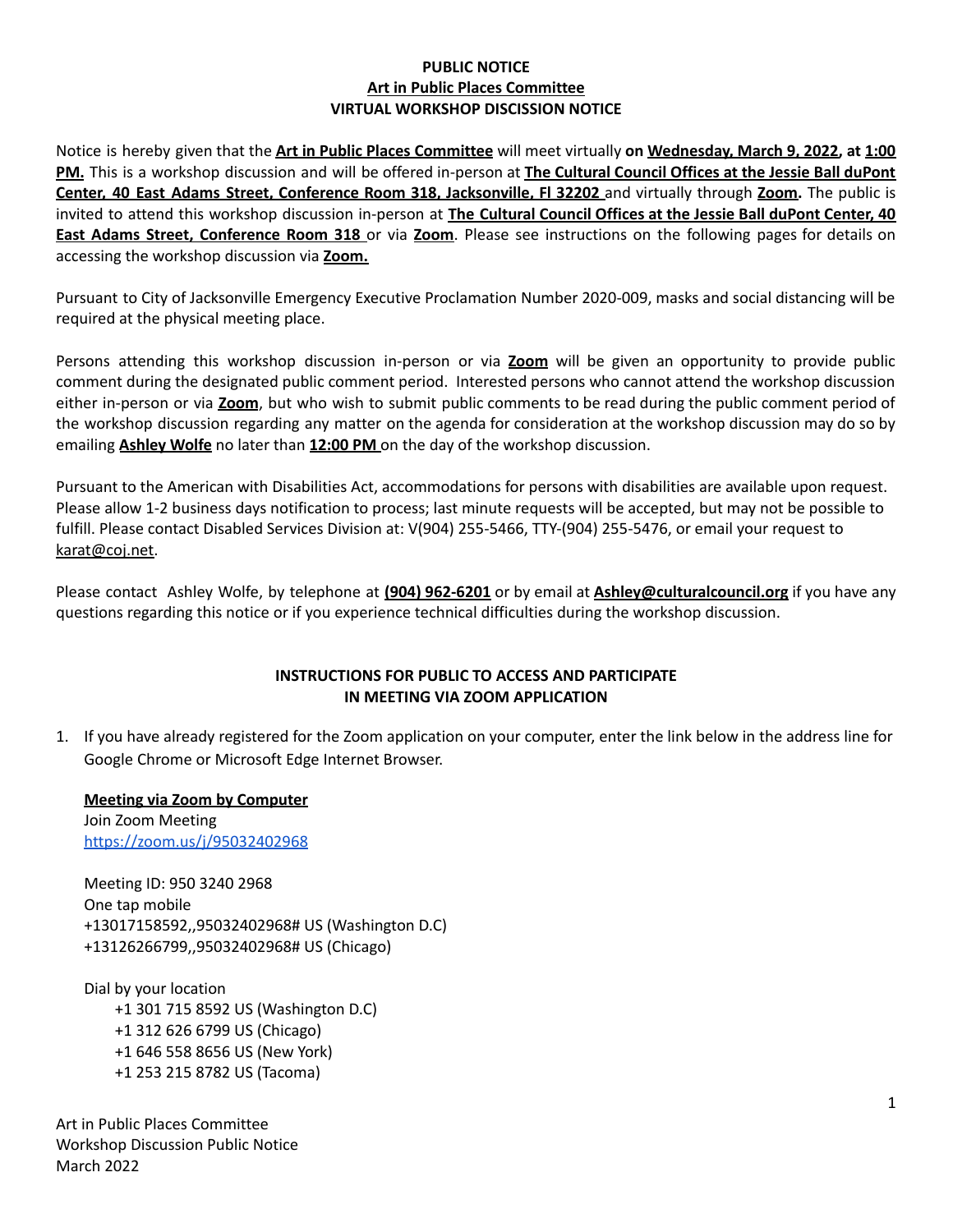**PUBLIC NOTICE**
**Art in Public Places Committee**
**VIRTUAL WORKSHOP DISCISSION NOTICE**

Notice is hereby given that the **Art in Public Places Committee** will meet virtually **on Wednesday, March 9, 2022, at 1:00 PM.** This is a workshop discussion and will be offered in-person at **The Cultural Council Offices at the Jessie Ball duPont Center, 40 East Adams Street, Conference Room 318, Jacksonville, Fl 32202** and virtually through **Zoom.** The public is invited to attend this workshop discussion in-person at **The Cultural Council Offices at the Jessie Ball duPont Center, 40 East Adams Street, Conference Room 318** or via **Zoom**. Please see instructions on the following pages for details on accessing the workshop discussion via **Zoom.**

Pursuant to City of Jacksonville Emergency Executive Proclamation Number 2020-009, masks and social distancing will be required at the physical meeting place.

Persons attending this workshop discussion in-person or via **Zoom** will be given an opportunity to provide public comment during the designated public comment period. Interested persons who cannot attend the workshop discussion either in-person or via **Zoom**, but who wish to submit public comments to be read during the public comment period of the workshop discussion regarding any matter on the agenda for consideration at the workshop discussion may do so by emailing **Ashley Wolfe** no later than **12:00 PM** on the day of the workshop discussion.

Pursuant to the American with Disabilities Act, accommodations for persons with disabilities are available upon request. Please allow 1-2 business days notification to process; last minute requests will be accepted, but may not be possible to fulfill. Please contact Disabled Services Division at: V(904) 255-5466, TTY-(904) 255-5476, or email your request to karat@coj.net.

Please contact Ashley Wolfe, by telephone at **(904) 962-6201** or by email at **Ashley@culturalcouncil.org** if you have any questions regarding this notice or if you experience technical difficulties during the workshop discussion.

**INSTRUCTIONS FOR PUBLIC TO ACCESS AND PARTICIPATE IN MEETING VIA ZOOM APPLICATION**

1. If you have already registered for the Zoom application on your computer, enter the link below in the address line for Google Chrome or Microsoft Edge Internet Browser.

   **Meeting via Zoom by Computer**
   Join Zoom Meeting
   https://zoom.us/j/95032402968

   Meeting ID: 950 3240 2968
   One tap mobile
   +13017158592,,95032402968# US (Washington D.C)
   +13126266799,,95032402968# US (Chicago)

   Dial by your location
   - +1 301 715 8592 US (Washington D.C)
   - +1 312 626 6799 US (Chicago)
   - +1 646 558 8656 US (New York)
   - +1 253 215 8782 US (Tacoma)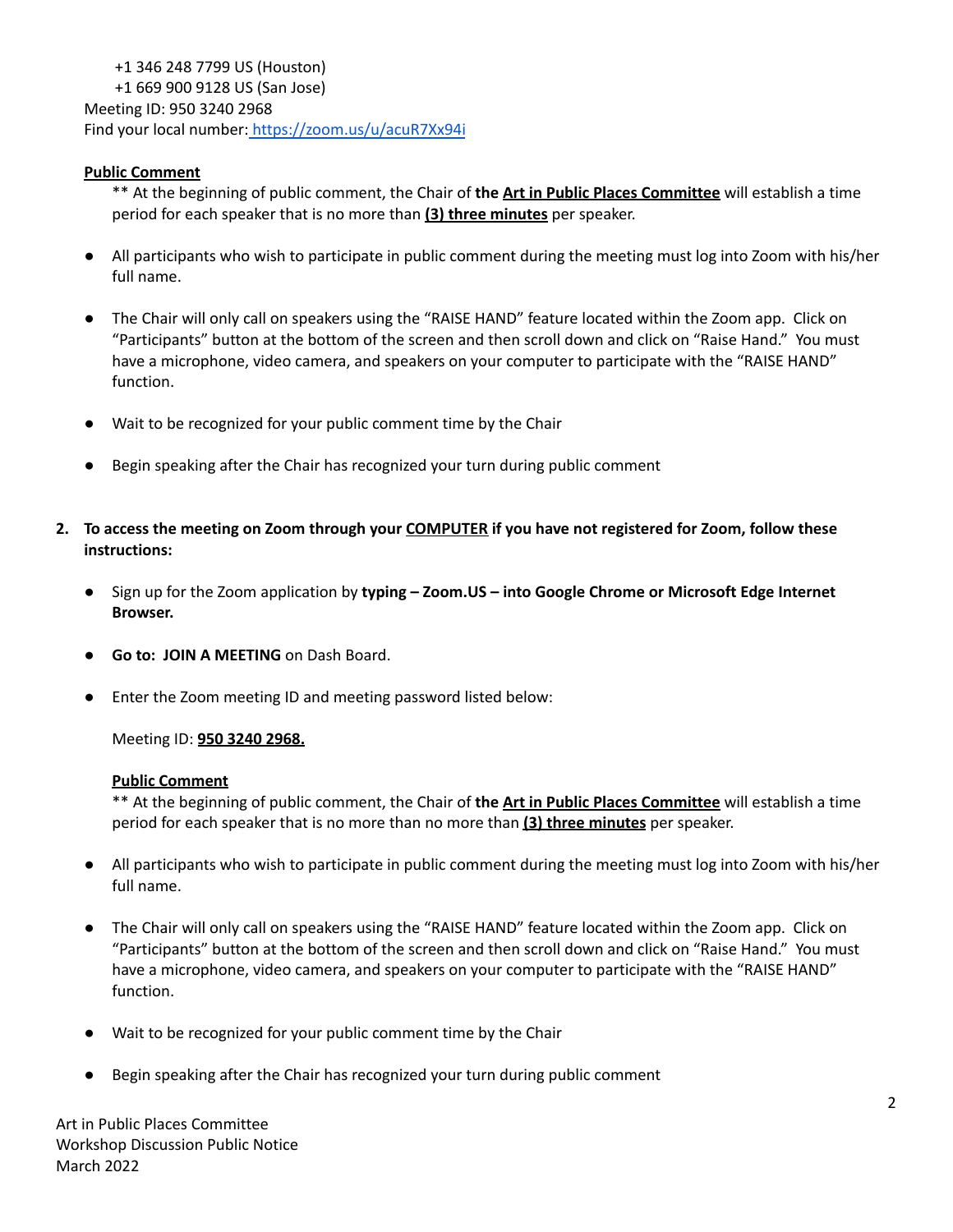+1 346 248 7799 US (Houston)
+1 669 900 9128 US (San Jose)
Meeting ID: 950 3240 2968
Find your local number: https://zoom.us/u/acuR7Xx94i

**Public Comment**

** At the beginning of public comment, the Chair of **the Art in Public Places Committee** will establish a time period for each speaker that is no more than **(3) three minutes** per speaker.

- All participants who wish to participate in public comment during the meeting must log into Zoom with his/her full name.
- The Chair will only call on speakers using the "RAISE HAND" feature located within the Zoom app. Click on "Participants" button at the bottom of the screen and then scroll down and click on "Raise Hand." You must have a microphone, video camera, and speakers on your computer to participate with the "RAISE HAND" function.
- Wait to be recognized for your public comment time by the Chair
- Begin speaking after the Chair has recognized your turn during public comment

2. **To access the meeting on Zoom through your COMPUTER if you have not registered for Zoom, follow these instructions:**

- Sign up for the Zoom application by **typing – Zoom.US – into Google Chrome or Microsoft Edge Internet Browser.**
- **Go to: JOIN A MEETING** on Dash Board.
- Enter the Zoom meeting ID and meeting password listed below:

Meeting ID: **950 3240 2968.**

**Public Comment**

** At the beginning of public comment, the Chair of **the Art in Public Places Committee** will establish a time period for each speaker that is no more than no more than **(3) three minutes** per speaker.

- All participants who wish to participate in public comment during the meeting must log into Zoom with his/her full name.
- The Chair will only call on speakers using the "RAISE HAND" feature located within the Zoom app. Click on "Participants" button at the bottom of the screen and then scroll down and click on "Raise Hand." You must have a microphone, video camera, and speakers on your computer to participate with the "RAISE HAND" function.
- Wait to be recognized for your public comment time by the Chair
- Begin speaking after the Chair has recognized your turn during public comment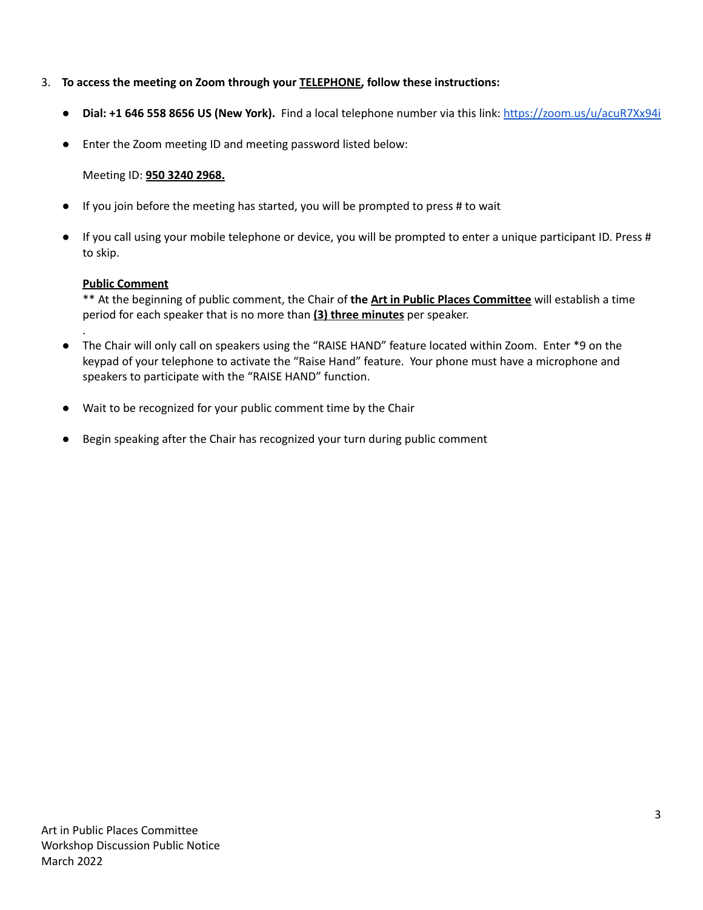3. **To access the meeting on Zoom through your <u>TELEPHONE</u>, follow these instructions:**

   - **Dial: +1 646 558 8656 US (New York).** Find a local telephone number via this link: https://zoom.us/u/acuR7Xx94i

   - Enter the Zoom meeting ID and meeting password listed below:

     Meeting ID: **<u>950 3240 2968.</u>**

   - If you join before the meeting has started, you will be prompted to press # to wait

   - If you call using your mobile telephone or device, you will be prompted to enter a unique participant ID. Press # to skip.

     **<u>Public Comment</u>**
     ** At the beginning of public comment, the Chair of **the <u>Art in Public Places Committee</u>** will establish a time period for each speaker that is no more than **<u>(3) three minutes</u>** per speaker.

     .

   - The Chair will only call on speakers using the "RAISE HAND" feature located within Zoom. Enter *9 on the keypad of your telephone to activate the "Raise Hand" feature. Your phone must have a microphone and speakers to participate with the "RAISE HAND" function.

   - Wait to be recognized for your public comment time by the Chair

   - Begin speaking after the Chair has recognized your turn during public comment

Art in Public Places Committee
Workshop Discussion Public Notice
March 2022